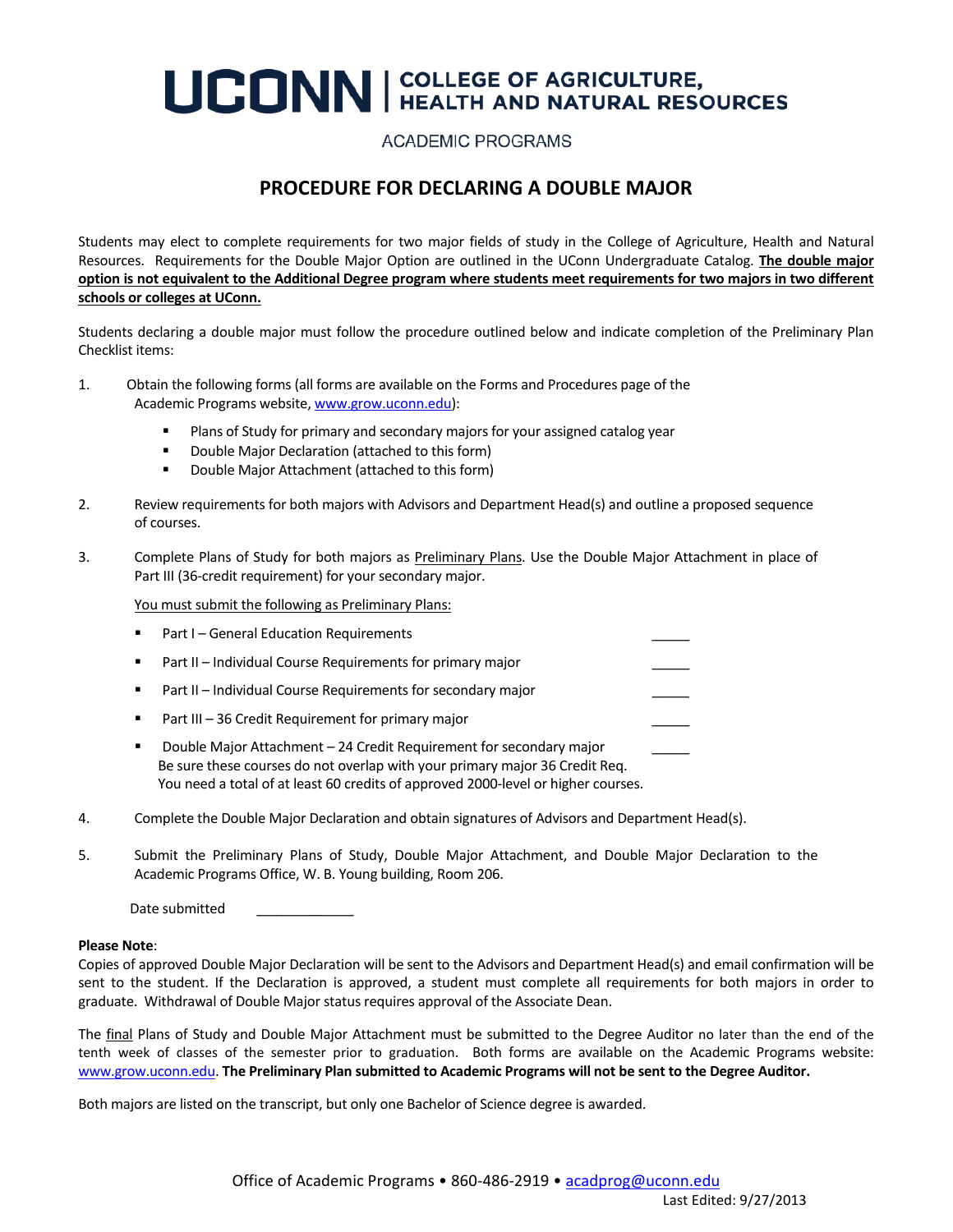# UCONN | COLLEGE OF AGRICULTURE, HEALTH AND NATURAL RESOURCES

ACADEMIC PROGRAMS

## PROCEDURE FOR DECLARING A DOUBLE MAJOR

Students may elect to complete requirements for two major fields of study in the College of Agriculture, Health and Natural Resources. Requirements for the Double Major Option are outlined in the UConn Undergraduate Catalog. **The double major option is not equivalent to the Additional Degree program where students meet requirements for two majors in two different schools or colleges at UConn.**

Students declaring a double major must follow the procedure outlined below and indicate completion of the Preliminary Plan Checklist items:

1. Obtain the following forms (all forms are available on the Forms and Procedures page of the Academic Programs website, www.grow.uconn.edu):
   - Plans of Study for primary and secondary majors for your assigned catalog year
   - Double Major Declaration (attached to this form)
   - Double Major Attachment (attached to this form)

2. Review requirements for both majors with Advisors and Department Head(s) and outline a proposed sequence of courses.

3. Complete Plans of Study for both majors as Preliminary Plans. Use the Double Major Attachment in place of Part III (36-credit requirement) for your secondary major.

   You must submit the following as Preliminary Plans:

   - Part I – General Education Requirements _____
   - Part II – Individual Course Requirements for primary major _____
   - Part II – Individual Course Requirements for secondary major _____
   - Part III – 36 Credit Requirement for primary major _____
   - Double Major Attachment – 24 Credit Requirement for secondary major _____
     Be sure these courses do not overlap with your primary major 36 Credit Req.
     You need a total of at least 60 credits of approved 2000-level or higher courses.

4. Complete the Double Major Declaration and obtain signatures of Advisors and Department Head(s).

5. Submit the Preliminary Plans of Study, Double Major Attachment, and Double Major Declaration to the Academic Programs Office, W. B. Young building, Room 206.

   Date submitted _____________

**Please Note**:
Copies of approved Double Major Declaration will be sent to the Advisors and Department Head(s) and email confirmation will be sent to the student. If the Declaration is approved, a student must complete all requirements for both majors in order to graduate. Withdrawal of Double Major status requires approval of the Associate Dean.

The final Plans of Study and Double Major Attachment must be submitted to the Degree Auditor no later than the end of the tenth week of classes of the semester prior to graduation. Both forms are available on the Academic Programs website: www.grow.uconn.edu. **The Preliminary Plan submitted to Academic Programs will not be sent to the Degree Auditor.**

Both majors are listed on the transcript, but only one Bachelor of Science degree is awarded.

Office of Academic Programs • 860-486-2919 • acadprog@uconn.edu

Last Edited: 9/27/2013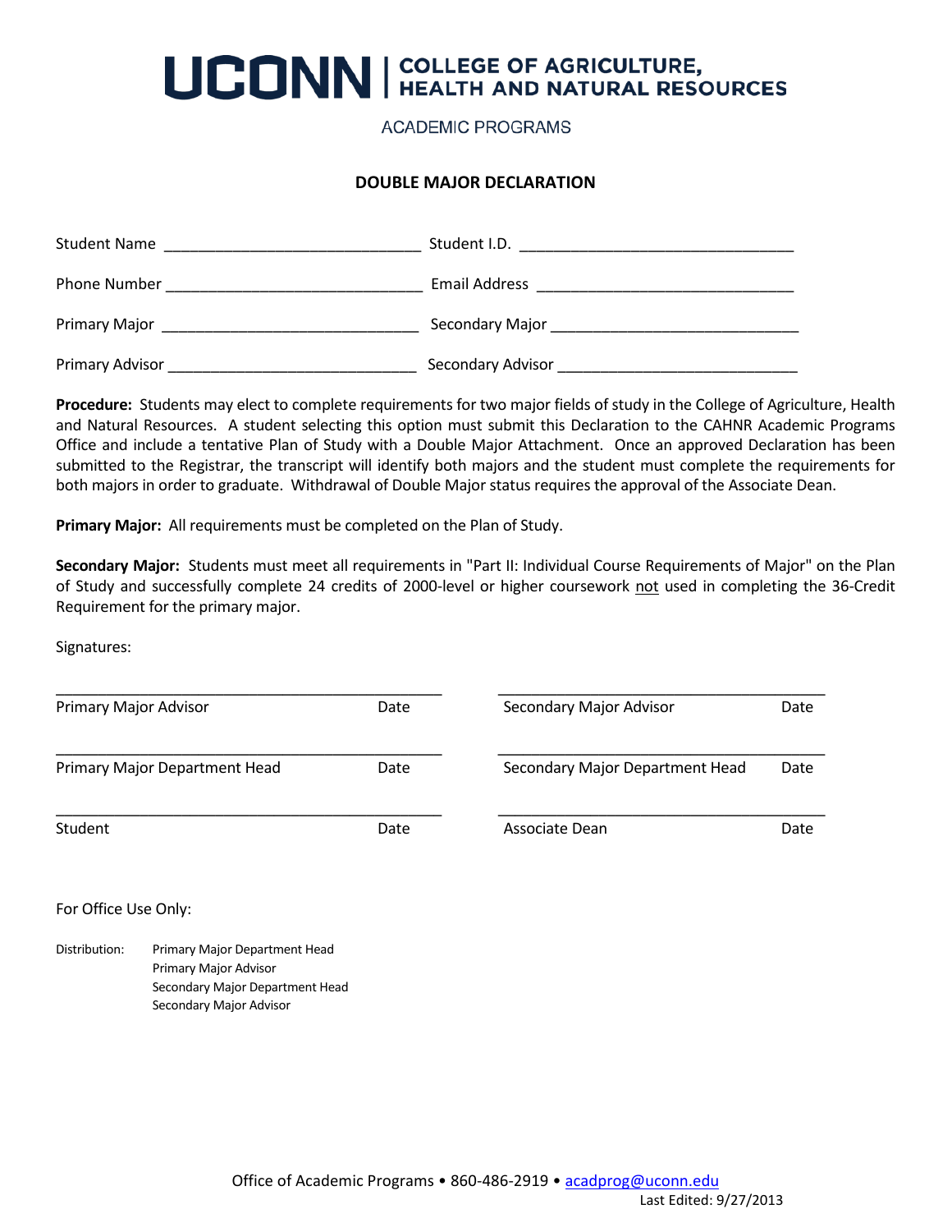# UCONN | COLLEGE OF AGRICULTURE, HEALTH AND NATURAL RESOURCES

ACADEMIC PROGRAMS

## DOUBLE MAJOR DECLARATION

Student Name ______________________________ Student I.D. ________________________________

Phone Number ______________________________ Email Address ______________________________

Primary Major ______________________________ Secondary Major ____________________________

Primary Advisor ______________________________ Secondary Advisor ____________________________

**Procedure:** Students may elect to complete requirements for two major fields of study in the College of Agriculture, Health and Natural Resources. A student selecting this option must submit this Declaration to the CAHNR Academic Programs Office and include a tentative Plan of Study with a Double Major Attachment. Once an approved Declaration has been submitted to the Registrar, the transcript will identify both majors and the student must complete the requirements for both majors in order to graduate. Withdrawal of Double Major status requires the approval of the Associate Dean.

**Primary Major:** All requirements must be completed on the Plan of Study.

**Secondary Major:** Students must meet all requirements in "Part II: Individual Course Requirements of Major" on the Plan of Study and successfully complete 24 credits of 2000-level or higher coursework <u>not</u> used in completing the 36-Credit Requirement for the primary major.

Signatures:

________________________________________ 
Primary Major Advisor          Date

________________________________________ 
Secondary Major Advisor          Date

________________________________________ 
Primary Major Department Head          Date

________________________________________ 
Secondary Major Department Head          Date

________________________________________ 
Student          Date

________________________________________ 
Associate Dean          Date

For Office Use Only:

Distribution:
- Primary Major Department Head
- Primary Major Advisor
- Secondary Major Department Head
- Secondary Major Advisor

Office of Academic Programs • 860-486-2919 • acadprog@uconn.edu

Last Edited: 9/27/2013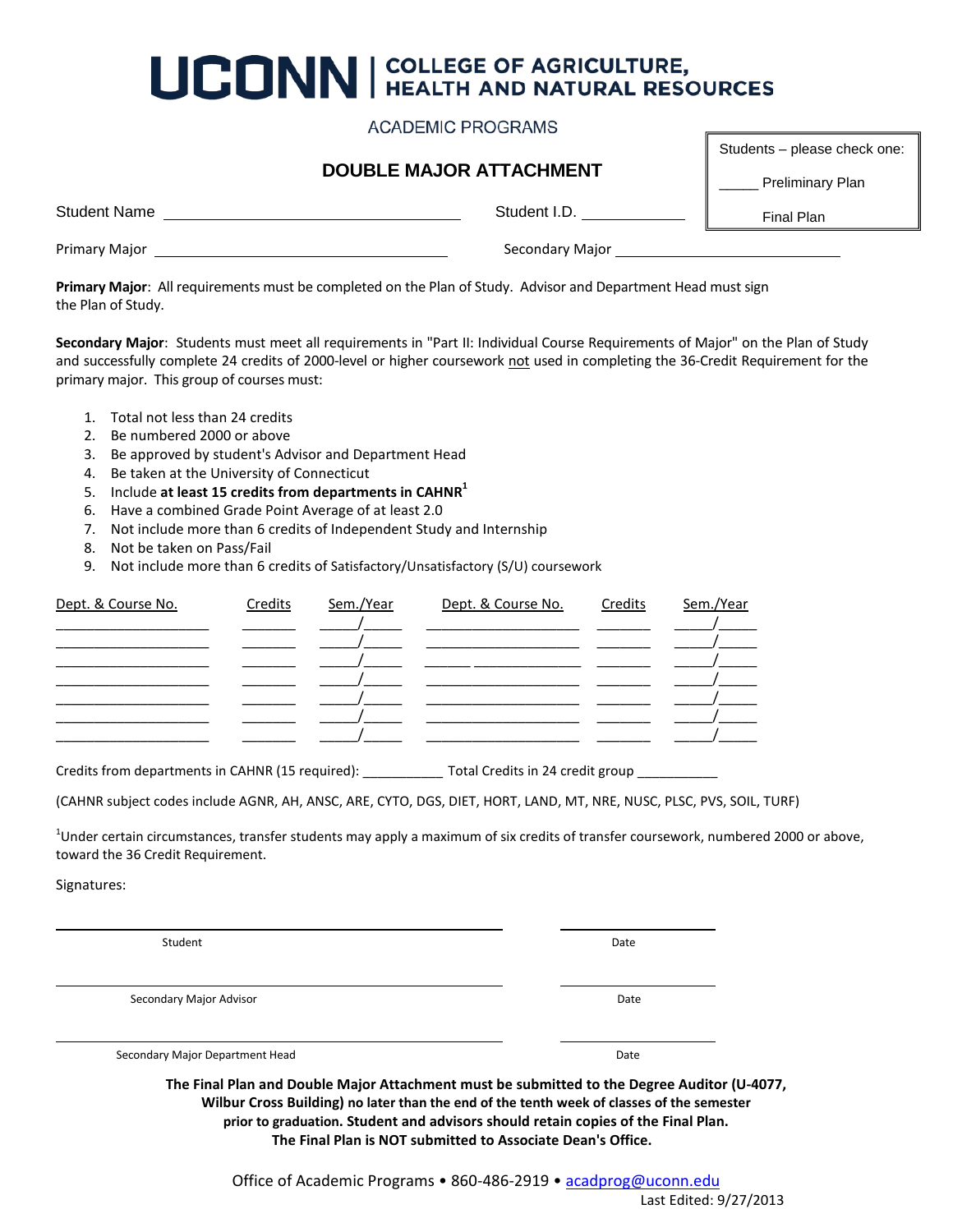# UCONN | COLLEGE OF AGRICULTURE, HEALTH AND NATURAL RESOURCES

ACADEMIC PROGRAMS

## DOUBLE MAJOR ATTACHMENT

Students – please check one:

_____ Preliminary Plan

Final Plan

Student Name ________________________________ Student I.D. ____________

Primary Major ________________________________ Secondary Major ____________________________

**Primary Major**: All requirements must be completed on the Plan of Study. Advisor and Department Head must sign the Plan of Study.

**Secondary Major**: Students must meet all requirements in "Part II: Individual Course Requirements of Major" on the Plan of Study and successfully complete 24 credits of 2000-level or higher coursework not used in completing the 36-Credit Requirement for the primary major. This group of courses must:

1. Total not less than 24 credits
2. Be numbered 2000 or above
3. Be approved by student's Advisor and Department Head
4. Be taken at the University of Connecticut
5. Include **at least 15 credits from departments in CAHNR**[1]
6. Have a combined Grade Point Average of at least 2.0
7. Not include more than 6 credits of Independent Study and Internship
8. Not be taken on Pass/Fail
9. Not include more than 6 credits of Satisfactory/Unsatisfactory (S/U) coursework

| Dept. & Course No. | Credits | Sem./Year | Dept. & Course No. | Credits | Sem./Year |
|---|---|---|---|---|---|
| | | / | | | / |
| | | / | | | / |
| | | / | | | / |
| | | / | | | / |
| | | / | | | / |
| | | / | | | / |
| | | / | | | / |

Credits from departments in CAHNR (15 required): ___________ Total Credits in 24 credit group ___________

(CAHNR subject codes include AGNR, AH, ANSC, ARE, CYTO, DGS, DIET, HORT, LAND, MT, NRE, NUSC, PLSC, PVS, SOIL, TURF)

[1]Under certain circumstances, transfer students may apply a maximum of six credits of transfer coursework, numbered 2000 or above, toward the 36 Credit Requirement.

Signatures:

________________________________________ ______________

Student Date

________________________________________ ______________

Secondary Major Advisor Date

________________________________________ ______________

Secondary Major Department Head Date

**The Final Plan and Double Major Attachment must be submitted to the Degree Auditor (U-4077, Wilbur Cross Building) no later than the end of the tenth week of classes of the semester prior to graduation. Student and advisors should retain copies of the Final Plan. The Final Plan is NOT submitted to Associate Dean's Office.**

Office of Academic Programs • 860-486-2919 • acadprog@uconn.edu

Last Edited: 9/27/2013